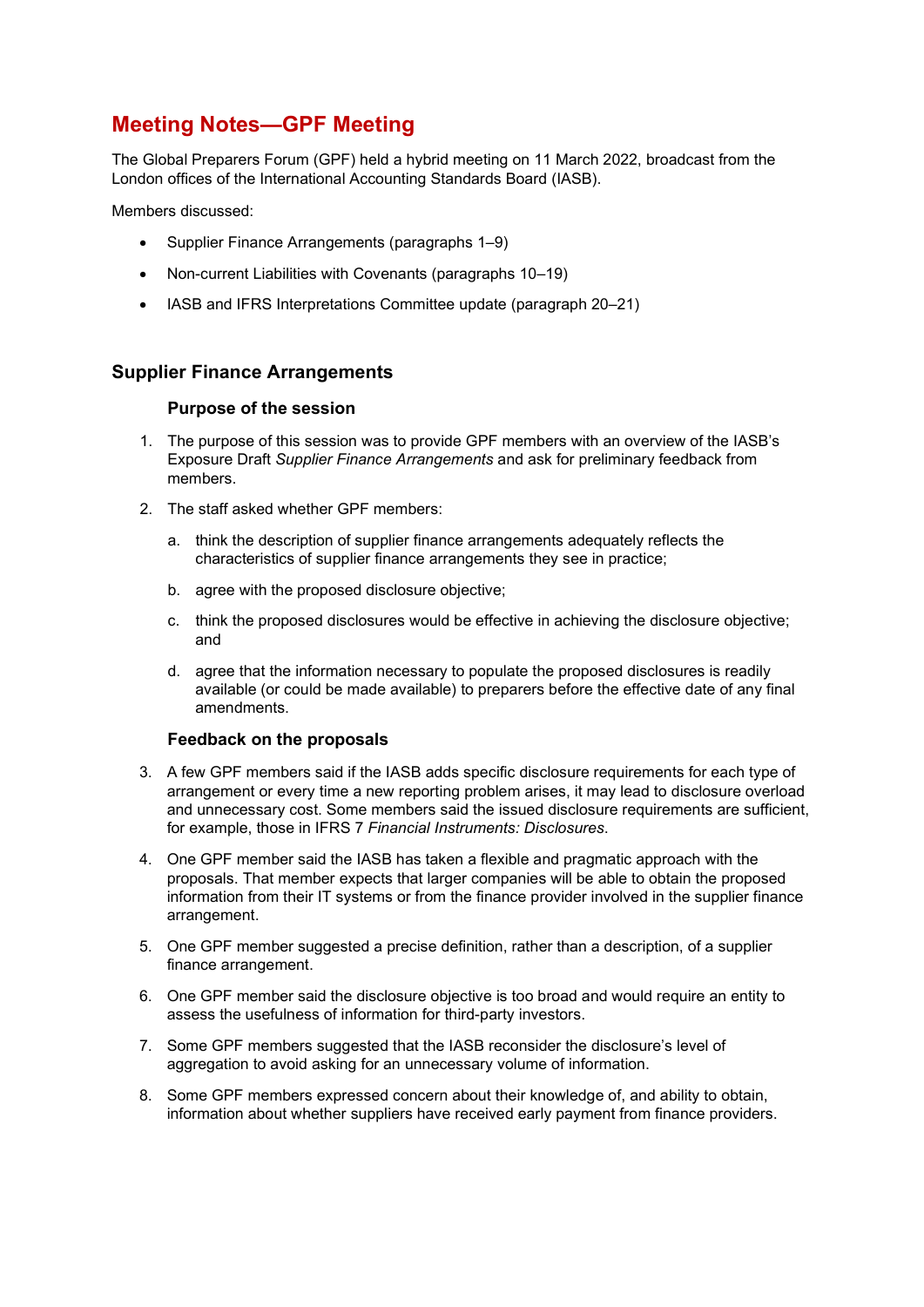# Meeting Notes—GPF Meeting

The Global Preparers Forum (GPF) held a hybrid meeting on 11 March 2022, broadcast from the London offices of the International Accounting Standards Board (IASB).

Members discussed:

- Supplier Finance Arrangements (paragraphs 1–9)
- Non-current Liabilities with Covenants (paragraphs 10–19)
- IASB and IFRS Interpretations Committee update (paragraph 20–21)

## Supplier Finance Arrangements

### Purpose of the session

1. The purpose of this session was to provide GPF members with an overview of the IASB's Exposure Draft *Supplier Finance Arrangements* and ask for preliminary feedback from members.
2. The staff asked whether GPF members:
   a. think the description of supplier finance arrangements adequately reflects the characteristics of supplier finance arrangements they see in practice;
   b. agree with the proposed disclosure objective;
   c. think the proposed disclosures would be effective in achieving the disclosure objective; and
   d. agree that the information necessary to populate the proposed disclosures is readily available (or could be made available) to preparers before the effective date of any final amendments.

### Feedback on the proposals

3. A few GPF members said if the IASB adds specific disclosure requirements for each type of arrangement or every time a new reporting problem arises, it may lead to disclosure overload and unnecessary cost. Some members said the issued disclosure requirements are sufficient, for example, those in IFRS 7 *Financial Instruments: Disclosures*.
4. One GPF member said the IASB has taken a flexible and pragmatic approach with the proposals. That member expects that larger companies will be able to obtain the proposed information from their IT systems or from the finance provider involved in the supplier finance arrangement.
5. One GPF member suggested a precise definition, rather than a description, of a supplier finance arrangement.
6. One GPF member said the disclosure objective is too broad and would require an entity to assess the usefulness of information for third-party investors.
7. Some GPF members suggested that the IASB reconsider the disclosure's level of aggregation to avoid asking for an unnecessary volume of information.
8. Some GPF members expressed concern about their knowledge of, and ability to obtain, information about whether suppliers have received early payment from finance providers.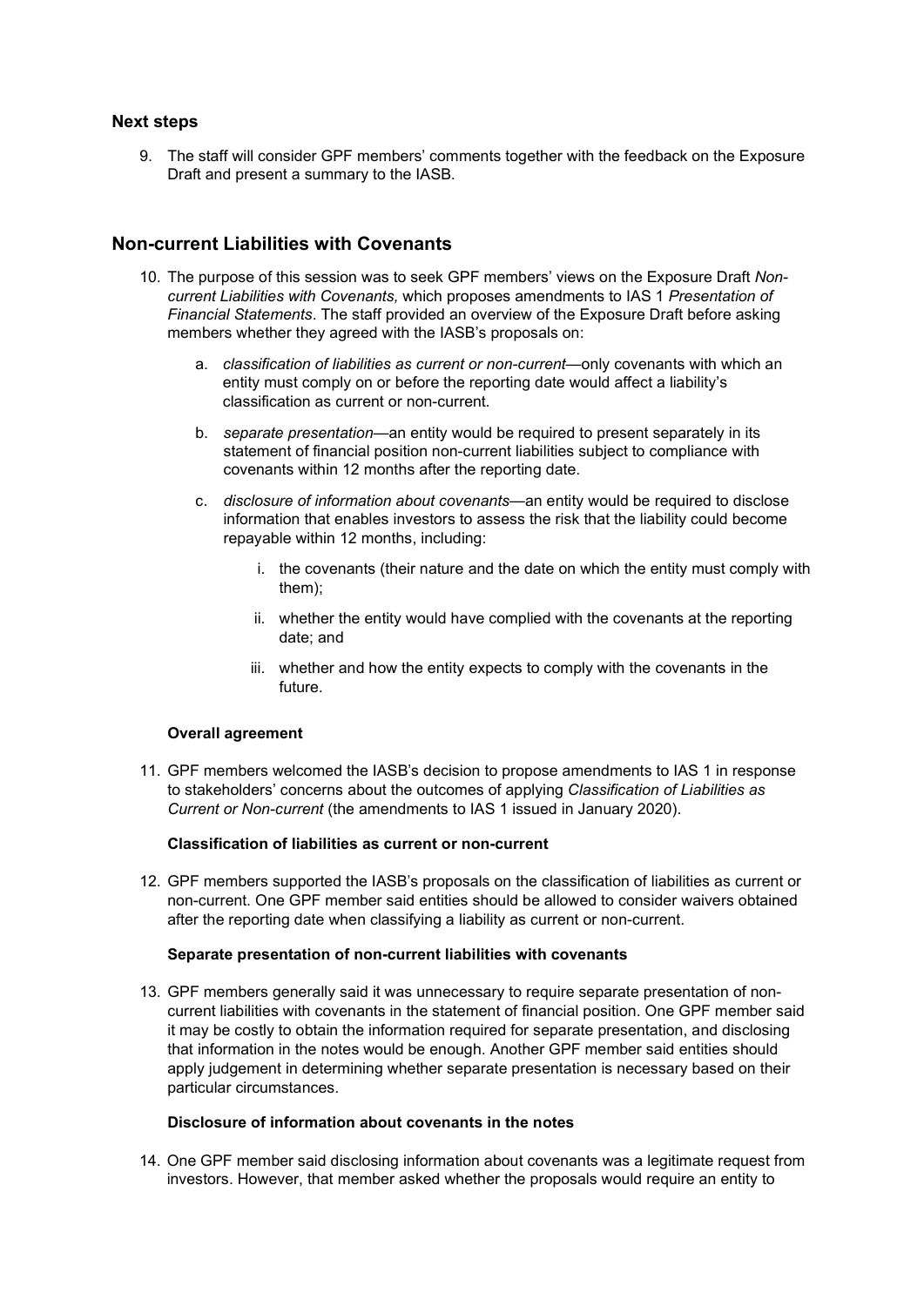### Next steps

9. The staff will consider GPF members' comments together with the feedback on the Exposure Draft and present a summary to the IASB.

## Non-current Liabilities with Covenants

10. The purpose of this session was to seek GPF members' views on the Exposure Draft *Non-current Liabilities with Covenants,* which proposes amendments to IAS 1 *Presentation of Financial Statements*. The staff provided an overview of the Exposure Draft before asking members whether they agreed with the IASB's proposals on:

    a. *classification of liabilities as current or non-current*—only covenants with which an entity must comply on or before the reporting date would affect a liability's classification as current or non-current.

    b. *separate presentation*—an entity would be required to present separately in its statement of financial position non-current liabilities subject to compliance with covenants within 12 months after the reporting date.

    c. *disclosure of information about covenants*—an entity would be required to disclose information that enables investors to assess the risk that the liability could become repayable within 12 months, including:

        i. the covenants (their nature and the date on which the entity must comply with them);

        ii. whether the entity would have complied with the covenants at the reporting date; and

        iii. whether and how the entity expects to comply with the covenants in the future.

**Overall agreement**

11. GPF members welcomed the IASB's decision to propose amendments to IAS 1 in response to stakeholders' concerns about the outcomes of applying *Classification of Liabilities as Current or Non-current* (the amendments to IAS 1 issued in January 2020).

**Classification of liabilities as current or non-current**

12. GPF members supported the IASB's proposals on the classification of liabilities as current or non-current. One GPF member said entities should be allowed to consider waivers obtained after the reporting date when classifying a liability as current or non-current.

**Separate presentation of non-current liabilities with covenants**

13. GPF members generally said it was unnecessary to require separate presentation of non-current liabilities with covenants in the statement of financial position. One GPF member said it may be costly to obtain the information required for separate presentation, and disclosing that information in the notes would be enough. Another GPF member said entities should apply judgement in determining whether separate presentation is necessary based on their particular circumstances.

**Disclosure of information about covenants in the notes**

14. One GPF member said disclosing information about covenants was a legitimate request from investors. However, that member asked whether the proposals would require an entity to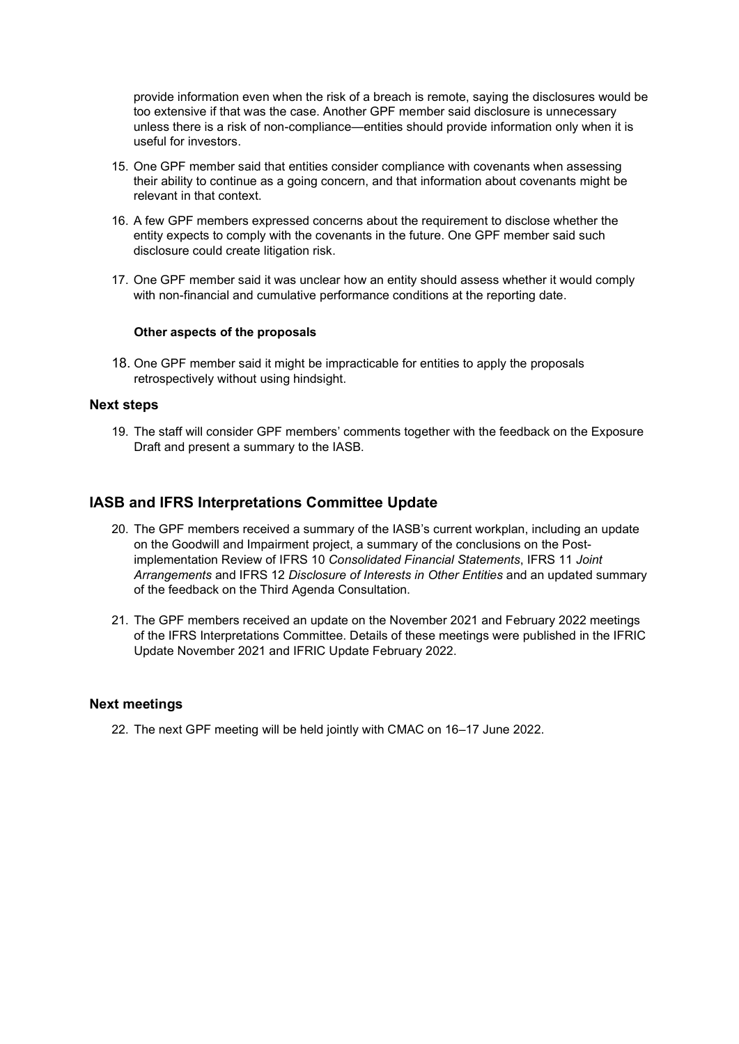provide information even when the risk of a breach is remote, saying the disclosures would be too extensive if that was the case. Another GPF member said disclosure is unnecessary unless there is a risk of non-compliance—entities should provide information only when it is useful for investors.

15. One GPF member said that entities consider compliance with covenants when assessing their ability to continue as a going concern, and that information about covenants might be relevant in that context.
16. A few GPF members expressed concerns about the requirement to disclose whether the entity expects to comply with the covenants in the future. One GPF member said such disclosure could create litigation risk.
17. One GPF member said it was unclear how an entity should assess whether it would comply with non-financial and cumulative performance conditions at the reporting date.

#### Other aspects of the proposals

18. One GPF member said it might be impracticable for entities to apply the proposals retrospectively without using hindsight.

### Next steps

19. The staff will consider GPF members' comments together with the feedback on the Exposure Draft and present a summary to the IASB.

## IASB and IFRS Interpretations Committee Update

20. The GPF members received a summary of the IASB's current workplan, including an update on the Goodwill and Impairment project, a summary of the conclusions on the Post-implementation Review of IFRS 10 *Consolidated Financial Statements*, IFRS 11 *Joint Arrangements* and IFRS 12 *Disclosure of Interests in Other Entities* and an updated summary of the feedback on the Third Agenda Consultation.
21. The GPF members received an update on the November 2021 and February 2022 meetings of the IFRS Interpretations Committee. Details of these meetings were published in the IFRIC Update November 2021 and IFRIC Update February 2022.

### Next meetings

22. The next GPF meeting will be held jointly with CMAC on 16–17 June 2022.